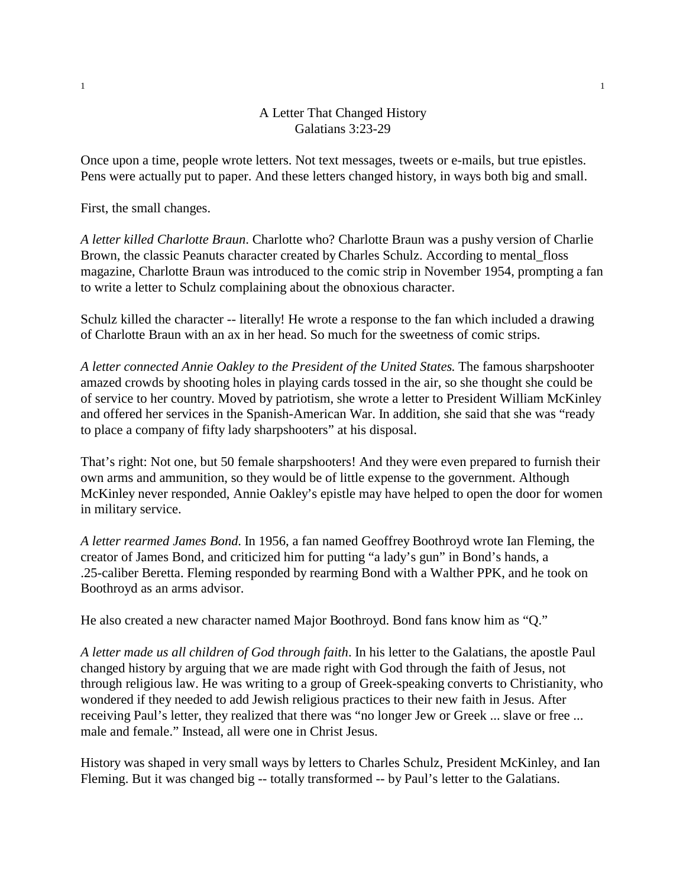# A Letter That Changed History
## Galatians 3:23-29

Once upon a time, people wrote letters. Not text messages, tweets or e-mails, but true epistles. Pens were actually put to paper. And these letters changed history, in ways both big and small.

First, the small changes.

*A letter killed Charlotte Braun*. Charlotte who? Charlotte Braun was a pushy version of Charlie Brown, the classic Peanuts character created by Charles Schulz. According to mental_floss magazine, Charlotte Braun was introduced to the comic strip in November 1954, prompting a fan to write a letter to Schulz complaining about the obnoxious character.

Schulz killed the character -- literally! He wrote a response to the fan which included a drawing of Charlotte Braun with an ax in her head. So much for the sweetness of comic strips.

*A letter connected Annie Oakley to the President of the United States.* The famous sharpshooter amazed crowds by shooting holes in playing cards tossed in the air, so she thought she could be of service to her country. Moved by patriotism, she wrote a letter to President William McKinley and offered her services in the Spanish-American War. In addition, she said that she was "ready to place a company of fifty lady sharpshooters" at his disposal.

That's right: Not one, but 50 female sharpshooters! And they were even prepared to furnish their own arms and ammunition, so they would be of little expense to the government. Although McKinley never responded, Annie Oakley's epistle may have helped to open the door for women in military service.

*A letter rearmed James Bond.* In 1956, a fan named Geoffrey Boothroyd wrote Ian Fleming, the creator of James Bond, and criticized him for putting "a lady's gun" in Bond's hands, a .25-caliber Beretta. Fleming responded by rearming Bond with a Walther PPK, and he took on Boothroyd as an arms advisor.

He also created a new character named Major Boothroyd. Bond fans know him as "Q."

*A letter made us all children of God through faith*. In his letter to the Galatians, the apostle Paul changed history by arguing that we are made right with God through the faith of Jesus, not through religious law. He was writing to a group of Greek-speaking converts to Christianity, who wondered if they needed to add Jewish religious practices to their new faith in Jesus. After receiving Paul's letter, they realized that there was "no longer Jew or Greek ... slave or free ... male and female." Instead, all were one in Christ Jesus.

History was shaped in very small ways by letters to Charles Schulz, President McKinley, and Ian Fleming. But it was changed big -- totally transformed -- by Paul's letter to the Galatians.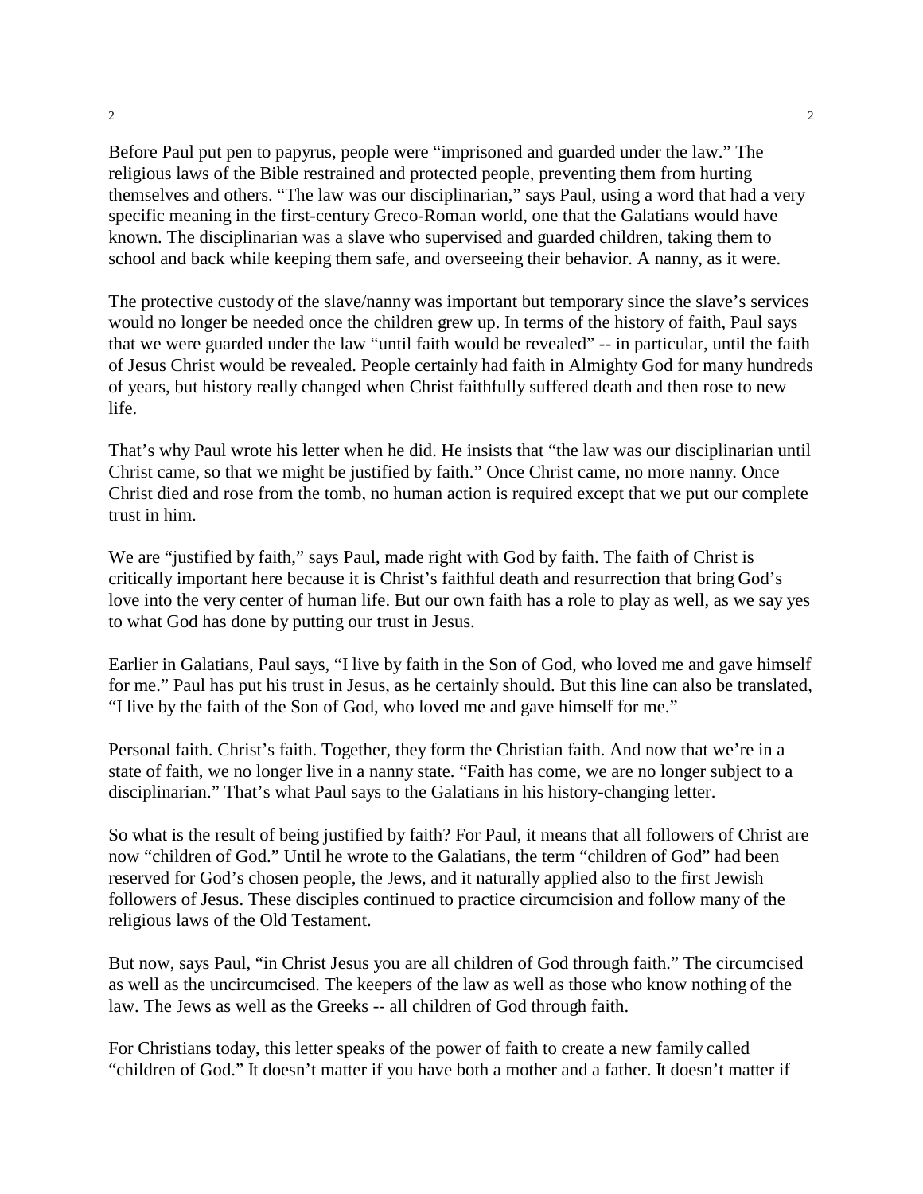Before Paul put pen to papyrus, people were "imprisoned and guarded under the law." The religious laws of the Bible restrained and protected people, preventing them from hurting themselves and others. "The law was our disciplinarian," says Paul, using a word that had a very specific meaning in the first-century Greco-Roman world, one that the Galatians would have known. The disciplinarian was a slave who supervised and guarded children, taking them to school and back while keeping them safe, and overseeing their behavior. A nanny, as it were.

The protective custody of the slave/nanny was important but temporary since the slave's services would no longer be needed once the children grew up. In terms of the history of faith, Paul says that we were guarded under the law "until faith would be revealed" -- in particular, until the faith of Jesus Christ would be revealed. People certainly had faith in Almighty God for many hundreds of years, but history really changed when Christ faithfully suffered death and then rose to new life.

That's why Paul wrote his letter when he did. He insists that "the law was our disciplinarian until Christ came, so that we might be justified by faith." Once Christ came, no more nanny. Once Christ died and rose from the tomb, no human action is required except that we put our complete trust in him.

We are "justified by faith," says Paul, made right with God by faith. The faith of Christ is critically important here because it is Christ's faithful death and resurrection that bring God's love into the very center of human life. But our own faith has a role to play as well, as we say yes to what God has done by putting our trust in Jesus.

Earlier in Galatians, Paul says, "I live by faith in the Son of God, who loved me and gave himself for me." Paul has put his trust in Jesus, as he certainly should. But this line can also be translated, "I live by the faith of the Son of God, who loved me and gave himself for me."

Personal faith. Christ's faith. Together, they form the Christian faith. And now that we're in a state of faith, we no longer live in a nanny state. "Faith has come, we are no longer subject to a disciplinarian." That's what Paul says to the Galatians in his history-changing letter.

So what is the result of being justified by faith? For Paul, it means that all followers of Christ are now "children of God." Until he wrote to the Galatians, the term "children of God" had been reserved for God's chosen people, the Jews, and it naturally applied also to the first Jewish followers of Jesus. These disciples continued to practice circumcision and follow many of the religious laws of the Old Testament.

But now, says Paul, "in Christ Jesus you are all children of God through faith." The circumcised as well as the uncircumcised. The keepers of the law as well as those who know nothing of the law. The Jews as well as the Greeks -- all children of God through faith.

For Christians today, this letter speaks of the power of faith to create a new family called "children of God." It doesn't matter if you have both a mother and a father. It doesn't matter if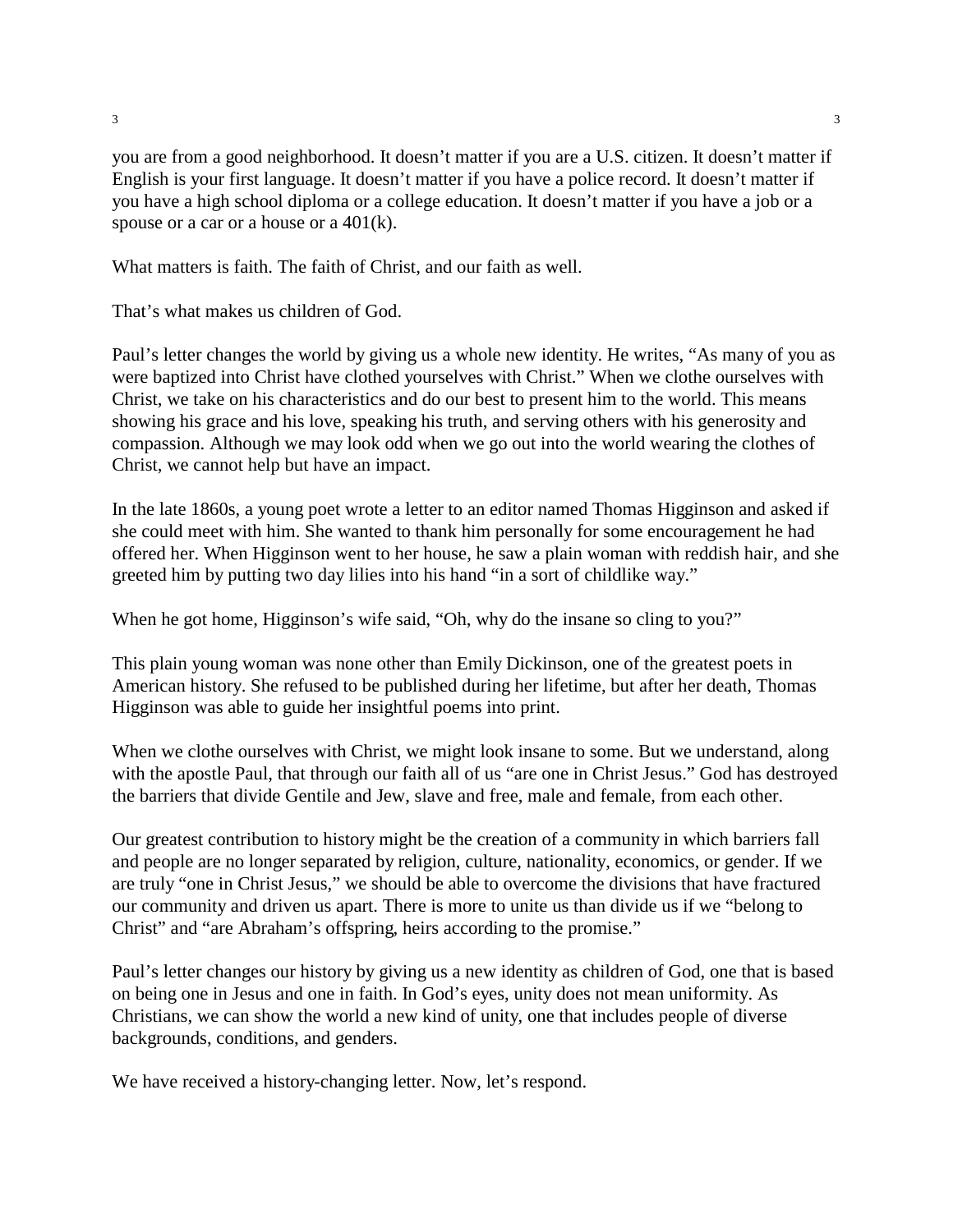you are from a good neighborhood. It doesn't matter if you are a U.S. citizen. It doesn't matter if English is your first language. It doesn't matter if you have a police record. It doesn't matter if you have a high school diploma or a college education. It doesn't matter if you have a job or a spouse or a car or a house or a 401(k).

What matters is faith. The faith of Christ, and our faith as well.

That's what makes us children of God.

Paul's letter changes the world by giving us a whole new identity. He writes, "As many of you as were baptized into Christ have clothed yourselves with Christ." When we clothe ourselves with Christ, we take on his characteristics and do our best to present him to the world. This means showing his grace and his love, speaking his truth, and serving others with his generosity and compassion. Although we may look odd when we go out into the world wearing the clothes of Christ, we cannot help but have an impact.

In the late 1860s, a young poet wrote a letter to an editor named Thomas Higginson and asked if she could meet with him. She wanted to thank him personally for some encouragement he had offered her. When Higginson went to her house, he saw a plain woman with reddish hair, and she greeted him by putting two day lilies into his hand "in a sort of childlike way."

When he got home, Higginson's wife said, "Oh, why do the insane so cling to you?"

This plain young woman was none other than Emily Dickinson, one of the greatest poets in American history. She refused to be published during her lifetime, but after her death, Thomas Higginson was able to guide her insightful poems into print.

When we clothe ourselves with Christ, we might look insane to some. But we understand, along with the apostle Paul, that through our faith all of us "are one in Christ Jesus." God has destroyed the barriers that divide Gentile and Jew, slave and free, male and female, from each other.

Our greatest contribution to history might be the creation of a community in which barriers fall and people are no longer separated by religion, culture, nationality, economics, or gender. If we are truly "one in Christ Jesus," we should be able to overcome the divisions that have fractured our community and driven us apart. There is more to unite us than divide us if we "belong to Christ" and "are Abraham's offspring, heirs according to the promise."

Paul's letter changes our history by giving us a new identity as children of God, one that is based on being one in Jesus and one in faith. In God's eyes, unity does not mean uniformity. As Christians, we can show the world a new kind of unity, one that includes people of diverse backgrounds, conditions, and genders.

We have received a history-changing letter. Now, let's respond.